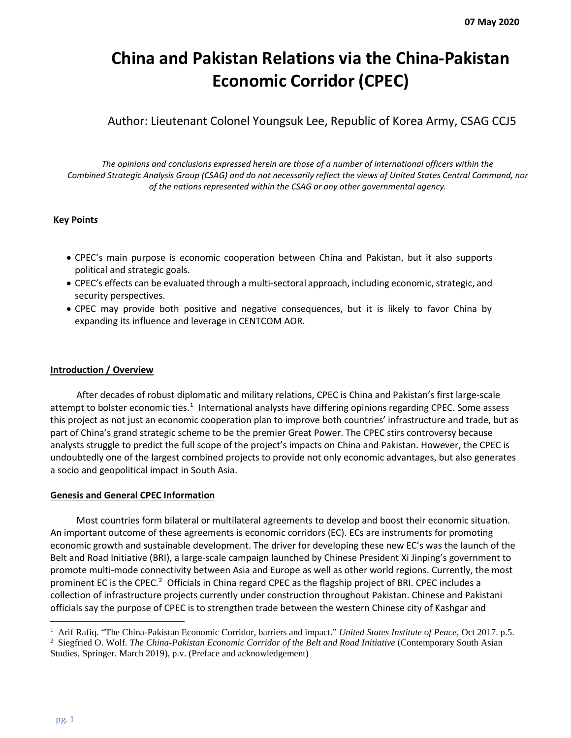07 May 2020

# China and Pakistan Relations via the China-Pakistan Economic Corridor (CPEC)

Author: Lieutenant Colonel Youngsuk Lee, Republic of Korea Army, CSAG CCJ5

*The opinions and conclusions expressed herein are those of a number of international officers within the Combined Strategic Analysis Group (CSAG) and do not necessarily reflect the views of United States Central Command, nor of the nations represented within the CSAG or any other governmental agency.*

**Key Point*s***

- CPEC's main purpose is economic cooperation between China and Pakistan, but it also supports political and strategic goals.
- CPEC's effects can be evaluated through a multi-sectoral approach, including economic, strategic, and security perspectives.
- CPEC may provide both positive and negative consequences, but it is likely to favor China by expanding its influence and leverage in CENTCOM AOR.

## Introduction / Overview

After decades of robust diplomatic and military relations, CPEC is China and Pakistan's first large-scale attempt to bolster economic ties.[1] International analysts have differing opinions regarding CPEC. Some assess this project as not just an economic cooperation plan to improve both countries' infrastructure and trade, but as part of China's grand strategic scheme to be the premier Great Power. The CPEC stirs controversy because analysts struggle to predict the full scope of the project's impacts on China and Pakistan. However, the CPEC is undoubtedly one of the largest combined projects to provide not only economic advantages, but also generates a socio and geopolitical impact in South Asia.

## Genesis and General CPEC Information

Most countries form bilateral or multilateral agreements to develop and boost their economic situation. An important outcome of these agreements is economic corridors (EC). ECs are instruments for promoting economic growth and sustainable development. The driver for developing these new EC's was the launch of the Belt and Road Initiative (BRI), a large-scale campaign launched by Chinese President Xi Jinping's government to promote multi-mode connectivity between Asia and Europe as well as other world regions. Currently, the most prominent EC is the CPEC.[2] Officials in China regard CPEC as the flagship project of BRI. CPEC includes a collection of infrastructure projects currently under construction throughout Pakistan. Chinese and Pakistani officials say the purpose of CPEC is to strengthen trade between the western Chinese city of Kashgar and

---

[1] Arif Rafiq. "The China-Pakistan Economic Corridor, barriers and impact." *United States Institute of Peace*, Oct 2017. p.5.

[2] Siegfried O. Wolf. *The China-Pakistan Economic Corridor of the Belt and Road Initiative* (Contemporary South Asian Studies, Springer. March 2019), p.v. (Preface and acknowledgement)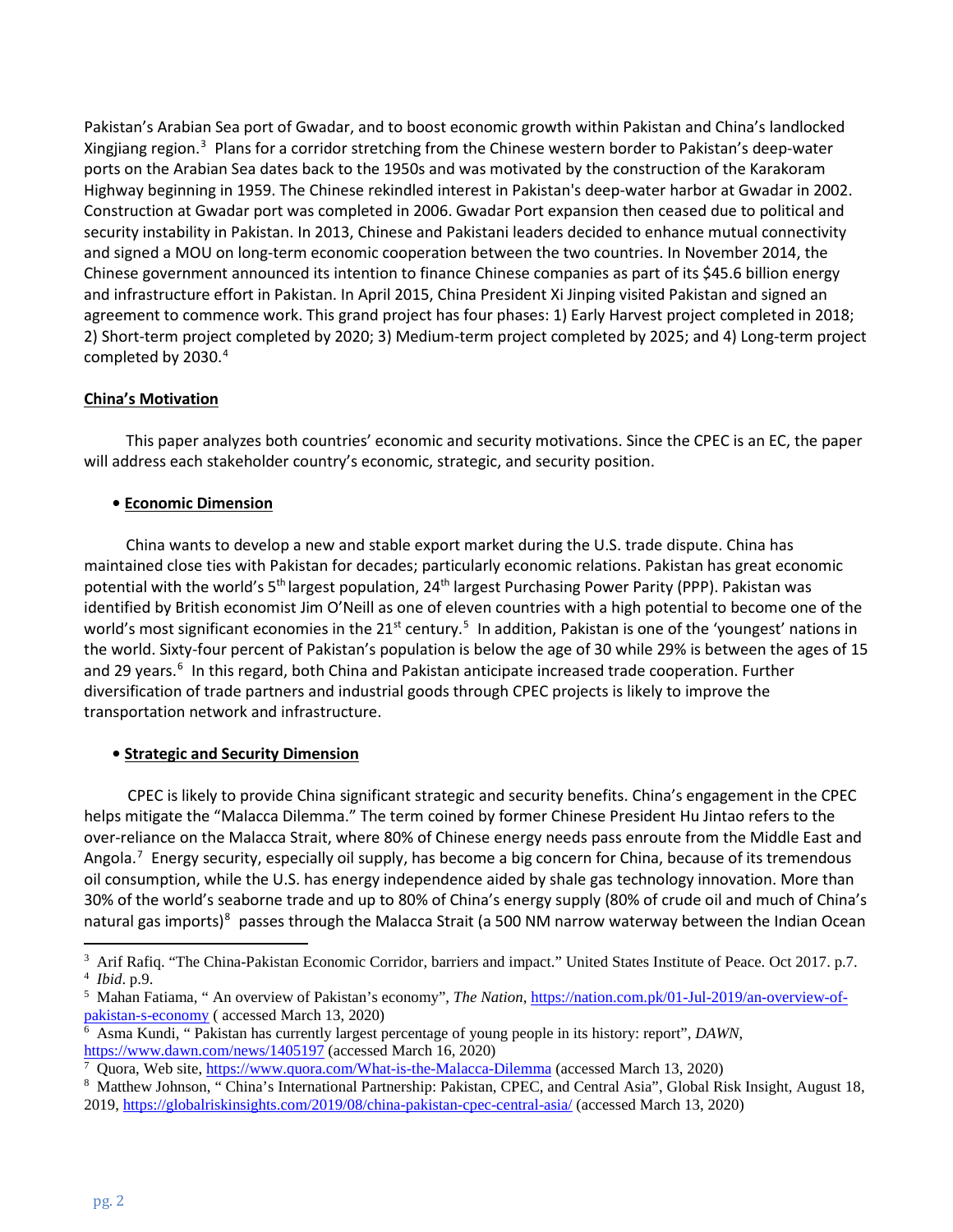Pakistan's Arabian Sea port of Gwadar, and to boost economic growth within Pakistan and China's landlocked Xingjiang region.[3] Plans for a corridor stretching from the Chinese western border to Pakistan's deep-water ports on the Arabian Sea dates back to the 1950s and was motivated by the construction of the Karakoram Highway beginning in 1959. The Chinese rekindled interest in Pakistan's deep-water harbor at Gwadar in 2002. Construction at Gwadar port was completed in 2006. Gwadar Port expansion then ceased due to political and security instability in Pakistan. In 2013, Chinese and Pakistani leaders decided to enhance mutual connectivity and signed a MOU on long-term economic cooperation between the two countries. In November 2014, the Chinese government announced its intention to finance Chinese companies as part of its $45.6 billion energy and infrastructure effort in Pakistan. In April 2015, China President Xi Jinping visited Pakistan and signed an agreement to commence work. This grand project has four phases: 1) Early Harvest project completed in 2018; 2) Short-term project completed by 2020; 3) Medium-term project completed by 2025; and 4) Long-term project completed by 2030.[4]

## China's Motivation

This paper analyzes both countries' economic and security motivations. Since the CPEC is an EC, the paper will address each stakeholder country's economic, strategic, and security position.

- **Economic Dimension**

China wants to develop a new and stable export market during the U.S. trade dispute. China has maintained close ties with Pakistan for decades; particularly economic relations. Pakistan has great economic potential with the world's 5th largest population, 24th largest Purchasing Power Parity (PPP). Pakistan was identified by British economist Jim O'Neill as one of eleven countries with a high potential to become one of the world's most significant economies in the 21st century.[5] In addition, Pakistan is one of the 'youngest' nations in the world. Sixty-four percent of Pakistan's population is below the age of 30 while 29% is between the ages of 15 and 29 years.[6] In this regard, both China and Pakistan anticipate increased trade cooperation. Further diversification of trade partners and industrial goods through CPEC projects is likely to improve the transportation network and infrastructure.

- **Strategic and Security Dimension**

CPEC is likely to provide China significant strategic and security benefits. China's engagement in the CPEC helps mitigate the "Malacca Dilemma." The term coined by former Chinese President Hu Jintao refers to the over-reliance on the Malacca Strait, where 80% of Chinese energy needs pass enroute from the Middle East and Angola.[7] Energy security, especially oil supply, has become a big concern for China, because of its tremendous oil consumption, while the U.S. has energy independence aided by shale gas technology innovation. More than 30% of the world's seaborne trade and up to 80% of China's energy supply (80% of crude oil and much of China's natural gas imports)[8] passes through the Malacca Strait (a 500 NM narrow waterway between the Indian Ocean

---

[3] Arif Rafiq. "The China-Pakistan Economic Corridor, barriers and impact." United States Institute of Peace. Oct 2017. p.7.

[4] *Ibid*. p.9.

[5] Mahan Fatiama, " An overview of Pakistan's economy", *The Nation*, https://nation.com.pk/01-Jul-2019/an-overview-of-pakistan-s-economy ( accessed March 13, 2020)

[6] Asma Kundi, " Pakistan has currently largest percentage of young people in its history: report", *DAWN*, https://www.dawn.com/news/1405197 (accessed March 16, 2020)

[7] Quora, Web site, https://www.quora.com/What-is-the-Malacca-Dilemma (accessed March 13, 2020)

[8] Matthew Johnson, " China's International Partnership: Pakistan, CPEC, and Central Asia", Global Risk Insight, August 18, 2019, https://globalriskinsights.com/2019/08/china-pakistan-cpec-central-asia/ (accessed March 13, 2020)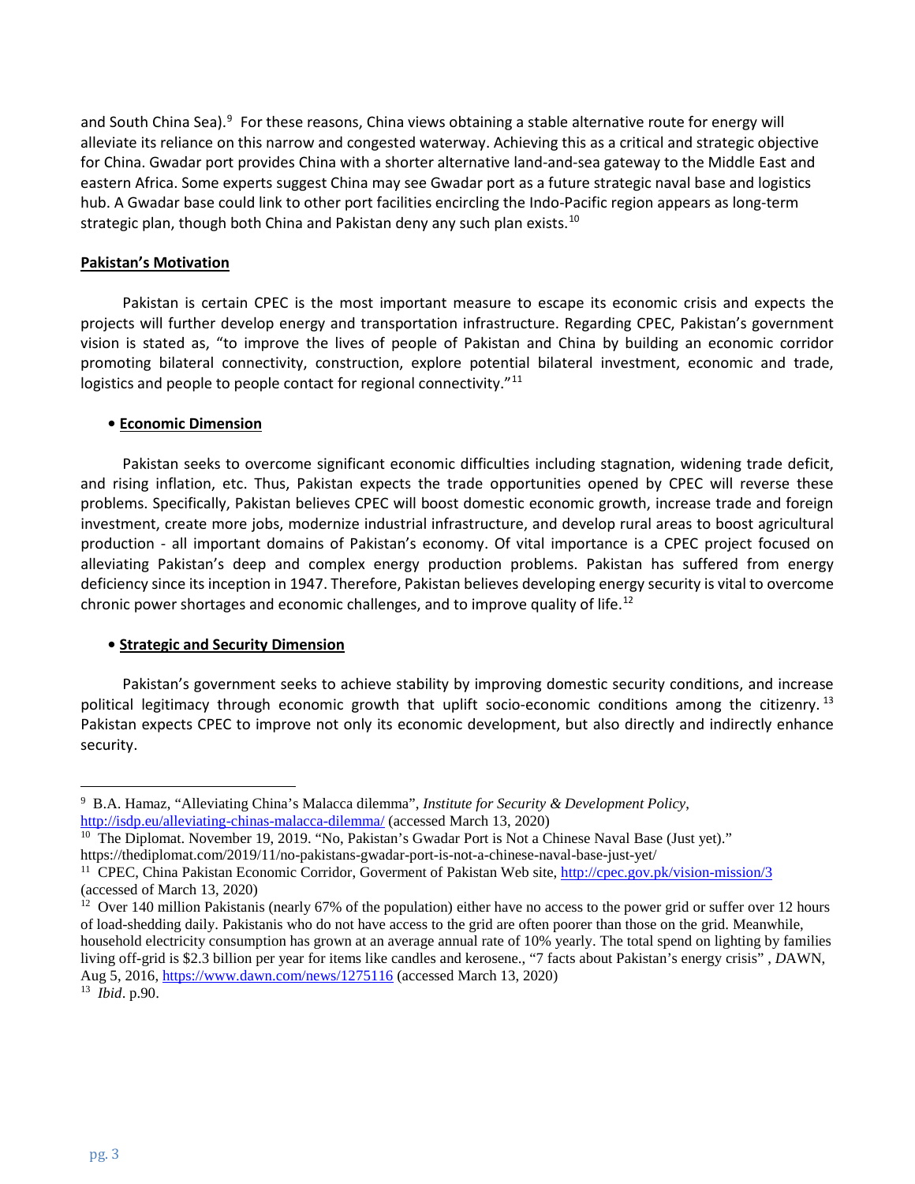and South China Sea).[9] For these reasons, China views obtaining a stable alternative route for energy will alleviate its reliance on this narrow and congested waterway. Achieving this as a critical and strategic objective for China. Gwadar port provides China with a shorter alternative land-and-sea gateway to the Middle East and eastern Africa. Some experts suggest China may see Gwadar port as a future strategic naval base and logistics hub. A Gwadar base could link to other port facilities encircling the Indo-Pacific region appears as long-term strategic plan, though both China and Pakistan deny any such plan exists.[10]

**Pakistan's Motivation**

Pakistan is certain CPEC is the most important measure to escape its economic crisis and expects the projects will further develop energy and transportation infrastructure. Regarding CPEC, Pakistan's government vision is stated as, "to improve the lives of people of Pakistan and China by building an economic corridor promoting bilateral connectivity, construction, explore potential bilateral investment, economic and trade, logistics and people to people contact for regional connectivity."[11]

- **Economic Dimension**

Pakistan seeks to overcome significant economic difficulties including stagnation, widening trade deficit, and rising inflation, etc. Thus, Pakistan expects the trade opportunities opened by CPEC will reverse these problems. Specifically, Pakistan believes CPEC will boost domestic economic growth, increase trade and foreign investment, create more jobs, modernize industrial infrastructure, and develop rural areas to boost agricultural production - all important domains of Pakistan's economy. Of vital importance is a CPEC project focused on alleviating Pakistan's deep and complex energy production problems. Pakistan has suffered from energy deficiency since its inception in 1947. Therefore, Pakistan believes developing energy security is vital to overcome chronic power shortages and economic challenges, and to improve quality of life.[12]

- **Strategic and Security Dimension**

Pakistan's government seeks to achieve stability by improving domestic security conditions, and increase political legitimacy through economic growth that uplift socio-economic conditions among the citizenry.[13] Pakistan expects CPEC to improve not only its economic development, but also directly and indirectly enhance security.

---

[9] B.A. Hamaz, "Alleviating China's Malacca dilemma", *Institute for Security & Development Policy*, http://isdp.eu/alleviating-chinas-malacca-dilemma/ (accessed March 13, 2020)

[10] The Diplomat. November 19, 2019. "No, Pakistan's Gwadar Port is Not a Chinese Naval Base (Just yet)." https://thediplomat.com/2019/11/no-pakistans-gwadar-port-is-not-a-chinese-naval-base-just-yet/

[11] CPEC, China Pakistan Economic Corridor, Goverment of Pakistan Web site, http://cpec.gov.pk/vision-mission/3 (accessed of March 13, 2020)

[12] Over 140 million Pakistanis (nearly 67% of the population) either have no access to the power grid or suffer over 12 hours of load-shedding daily. Pakistanis who do not have access to the grid are often poorer than those on the grid. Meanwhile, household electricity consumption has grown at an average annual rate of 10% yearly. The total spend on lighting by families living off-grid is $2.3 billion per year for items like candles and kerosene., "7 facts about Pakistan's energy crisis" , *D*AWN, Aug 5, 2016, https://www.dawn.com/news/1275116 (accessed March 13, 2020)

[13] *Ibid*. p.90.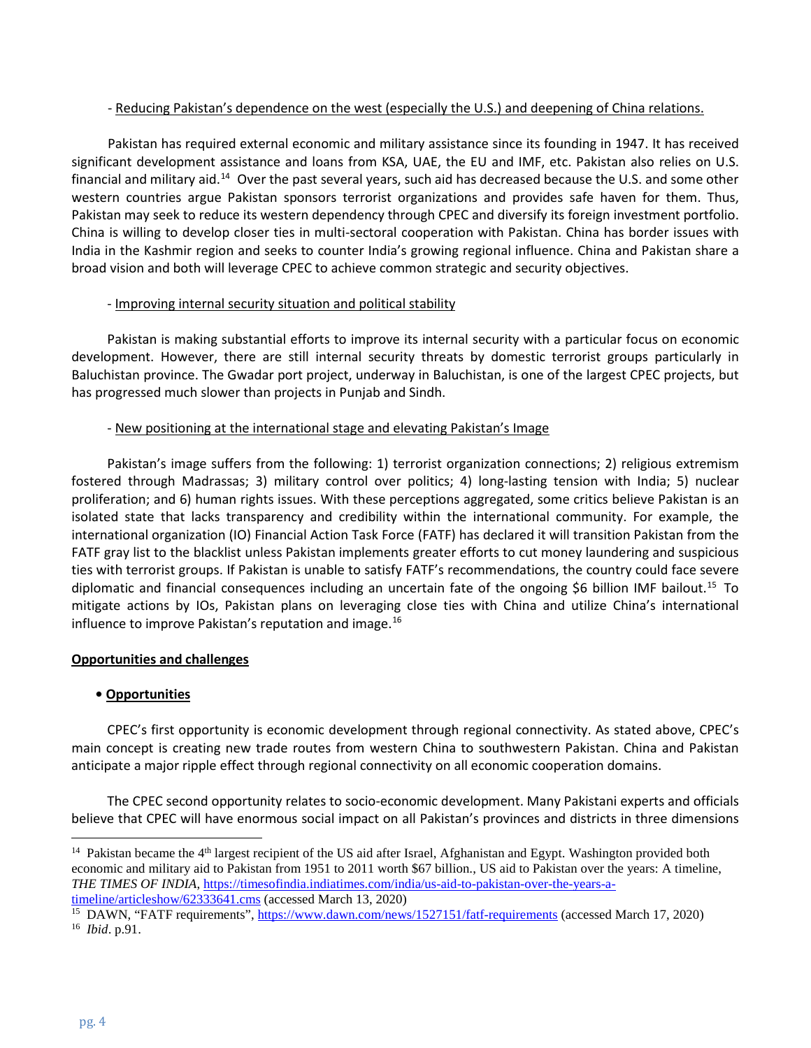- Reducing Pakistan's dependence on the west (especially the U.S.) and deepening of China relations.

Pakistan has required external economic and military assistance since its founding in 1947. It has received significant development assistance and loans from KSA, UAE, the EU and IMF, etc. Pakistan also relies on U.S. financial and military aid.[14] Over the past several years, such aid has decreased because the U.S. and some other western countries argue Pakistan sponsors terrorist organizations and provides safe haven for them. Thus, Pakistan may seek to reduce its western dependency through CPEC and diversify its foreign investment portfolio. China is willing to develop closer ties in multi-sectoral cooperation with Pakistan. China has border issues with India in the Kashmir region and seeks to counter India's growing regional influence. China and Pakistan share a broad vision and both will leverage CPEC to achieve common strategic and security objectives.

- Improving internal security situation and political stability

Pakistan is making substantial efforts to improve its internal security with a particular focus on economic development. However, there are still internal security threats by domestic terrorist groups particularly in Baluchistan province. The Gwadar port project, underway in Baluchistan, is one of the largest CPEC projects, but has progressed much slower than projects in Punjab and Sindh.

- New positioning at the international stage and elevating Pakistan's Image

Pakistan's image suffers from the following: 1) terrorist organization connections; 2) religious extremism fostered through Madrassas; 3) military control over politics; 4) long-lasting tension with India; 5) nuclear proliferation; and 6) human rights issues. With these perceptions aggregated, some critics believe Pakistan is an isolated state that lacks transparency and credibility within the international community. For example, the international organization (IO) Financial Action Task Force (FATF) has declared it will transition Pakistan from the FATF gray list to the blacklist unless Pakistan implements greater efforts to cut money laundering and suspicious ties with terrorist groups. If Pakistan is unable to satisfy FATF's recommendations, the country could face severe diplomatic and financial consequences including an uncertain fate of the ongoing $6 billion IMF bailout.[15] To mitigate actions by IOs, Pakistan plans on leveraging close ties with China and utilize China's international influence to improve Pakistan's reputation and image.[16]

## Opportunities and challenges

- **Opportunities**

CPEC's first opportunity is economic development through regional connectivity. As stated above, CPEC's main concept is creating new trade routes from western China to southwestern Pakistan. China and Pakistan anticipate a major ripple effect through regional connectivity on all economic cooperation domains.

The CPEC second opportunity relates to socio-economic development. Many Pakistani experts and officials believe that CPEC will have enormous social impact on all Pakistan's provinces and districts in three dimensions

---

[14] Pakistan became the 4th largest recipient of the US aid after Israel, Afghanistan and Egypt. Washington provided both economic and military aid to Pakistan from 1951 to 2011 worth $67 billion., US aid to Pakistan over the years: A timeline, *THE TIMES OF INDIA*, https://timesofindia.indiatimes.com/india/us-aid-to-pakistan-over-the-years-a-timeline/articleshow/62333641.cms (accessed March 13, 2020)

[15] DAWN, "FATF requirements", https://www.dawn.com/news/1527151/fatf-requirements (accessed March 17, 2020)

[16] *Ibid*. p.91.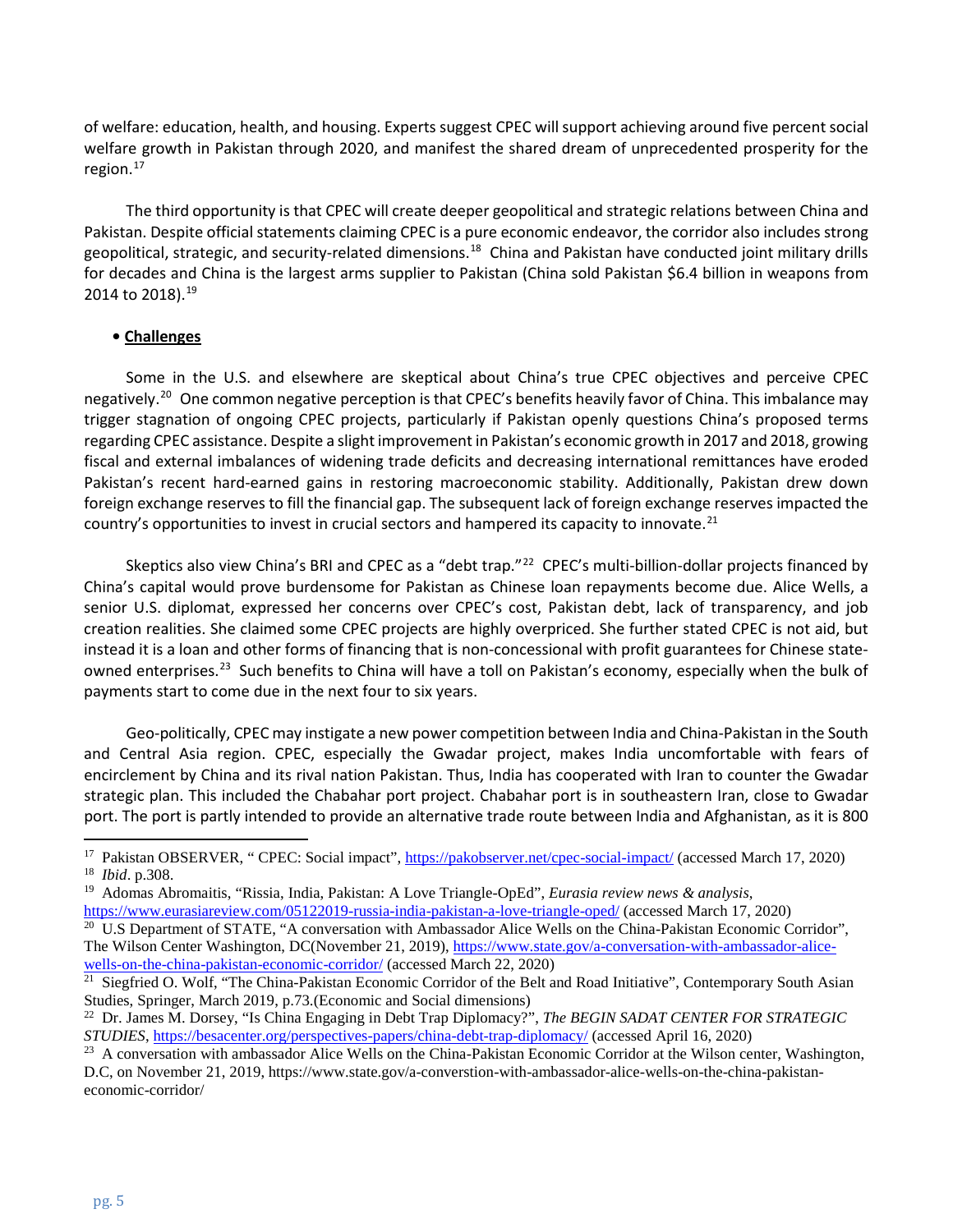of welfare: education, health, and housing. Experts suggest CPEC will support achieving around five percent social welfare growth in Pakistan through 2020, and manifest the shared dream of unprecedented prosperity for the region.[17]

The third opportunity is that CPEC will create deeper geopolitical and strategic relations between China and Pakistan. Despite official statements claiming CPEC is a pure economic endeavor, the corridor also includes strong geopolitical, strategic, and security-related dimensions.[18] China and Pakistan have conducted joint military drills for decades and China is the largest arms supplier to Pakistan (China sold Pakistan $6.4 billion in weapons from 2014 to 2018).[19]

- **Challenges**

Some in the U.S. and elsewhere are skeptical about China's true CPEC objectives and perceive CPEC negatively.[20] One common negative perception is that CPEC's benefits heavily favor of China. This imbalance may trigger stagnation of ongoing CPEC projects, particularly if Pakistan openly questions China's proposed terms regarding CPEC assistance. Despite a slight improvement in Pakistan's economic growth in 2017 and 2018, growing fiscal and external imbalances of widening trade deficits and decreasing international remittances have eroded Pakistan's recent hard-earned gains in restoring macroeconomic stability. Additionally, Pakistan drew down foreign exchange reserves to fill the financial gap. The subsequent lack of foreign exchange reserves impacted the country's opportunities to invest in crucial sectors and hampered its capacity to innovate.[21]

Skeptics also view China's BRI and CPEC as a "debt trap."[22] CPEC's multi-billion-dollar projects financed by China's capital would prove burdensome for Pakistan as Chinese loan repayments become due. Alice Wells, a senior U.S. diplomat, expressed her concerns over CPEC's cost, Pakistan debt, lack of transparency, and job creation realities. She claimed some CPEC projects are highly overpriced. She further stated CPEC is not aid, but instead it is a loan and other forms of financing that is non-concessional with profit guarantees for Chinese state-owned enterprises.[23] Such benefits to China will have a toll on Pakistan's economy, especially when the bulk of payments start to come due in the next four to six years.

Geo-politically, CPEC may instigate a new power competition between India and China-Pakistan in the South and Central Asia region. CPEC, especially the Gwadar project, makes India uncomfortable with fears of encirclement by China and its rival nation Pakistan. Thus, India has cooperated with Iran to counter the Gwadar strategic plan. This included the Chabahar port project. Chabahar port is in southeastern Iran, close to Gwadar port. The port is partly intended to provide an alternative trade route between India and Afghanistan, as it is 800

---

[17] Pakistan OBSERVER, " CPEC: Social impact", https://pakobserver.net/cpec-social-impact/ (accessed March 17, 2020)
[18] *Ibid*. p.308.
[19] Adomas Abromaitis, "Rissia, India, Pakistan: A Love Triangle-OpEd", *Eurasia review news & analysis*, https://www.eurasiareview.com/05122019-russia-india-pakistan-a-love-triangle-oped/ (accessed March 17, 2020)
[20] U.S Department of STATE, "A conversation with Ambassador Alice Wells on the China-Pakistan Economic Corridor", The Wilson Center Washington, DC(November 21, 2019), https://www.state.gov/a-conversation-with-ambassador-alice-wells-on-the-china-pakistan-economic-corridor/ (accessed March 22, 2020)
[21] Siegfried O. Wolf, "The China-Pakistan Economic Corridor of the Belt and Road Initiative", Contemporary South Asian Studies, Springer, March 2019, p.73.(Economic and Social dimensions)
[22] Dr. James M. Dorsey, "Is China Engaging in Debt Trap Diplomacy?", *The BEGIN SADAT CENTER FOR STRATEGIC STUDIES*, https://besacenter.org/perspectives-papers/china-debt-trap-diplomacy/ (accessed April 16, 2020)
[23] A conversation with ambassador Alice Wells on the China-Pakistan Economic Corridor at the Wilson center, Washington, D.C, on November 21, 2019, https://www.state.gov/a-converstion-with-ambassador-alice-wells-on-the-china-pakistan-economic-corridor/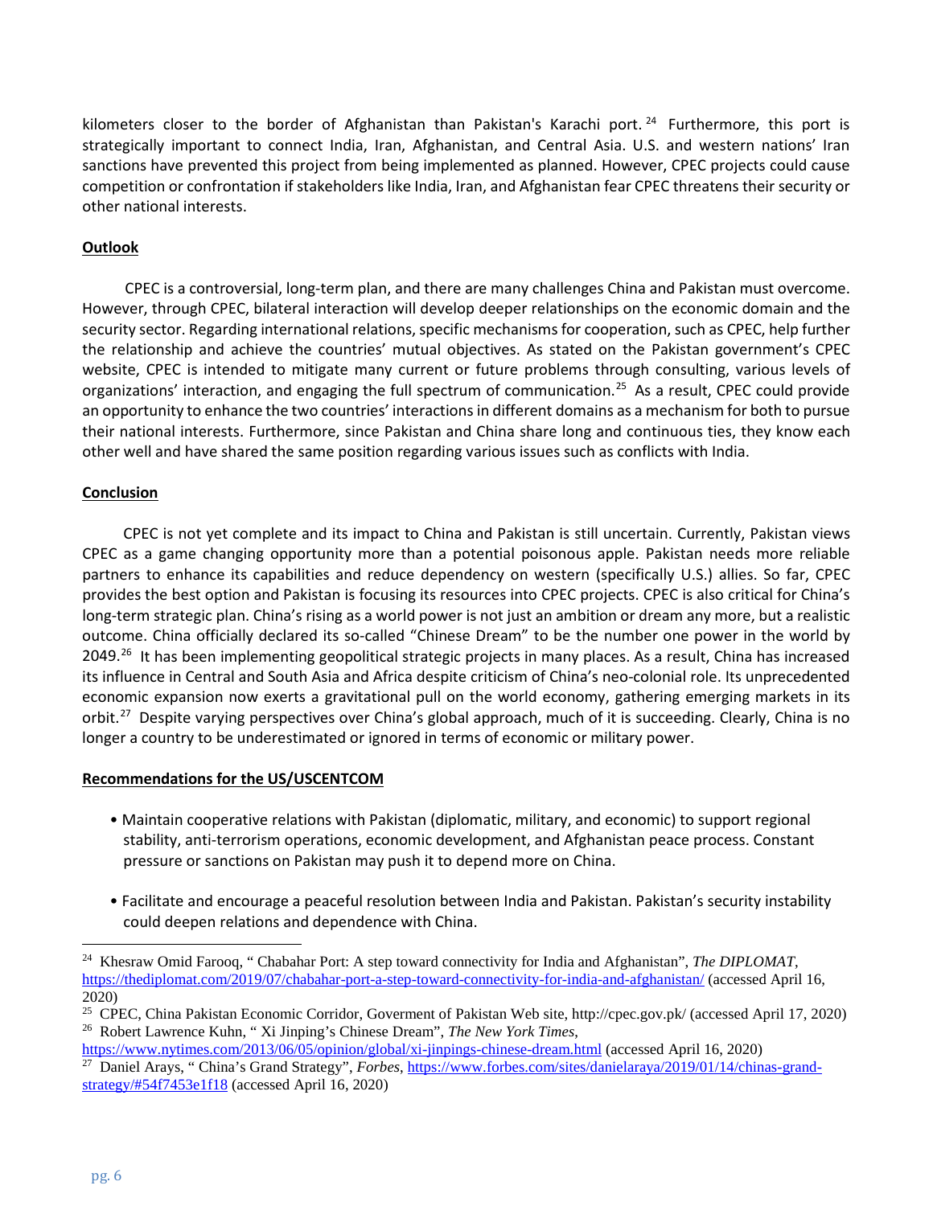kilometers closer to the border of Afghanistan than Pakistan's Karachi port.[24] Furthermore, this port is strategically important to connect India, Iran, Afghanistan, and Central Asia. U.S. and western nations' Iran sanctions have prevented this project from being implemented as planned. However, CPEC projects could cause competition or confrontation if stakeholders like India, Iran, and Afghanistan fear CPEC threatens their security or other national interests.

**Outlook**

CPEC is a controversial, long-term plan, and there are many challenges China and Pakistan must overcome. However, through CPEC, bilateral interaction will develop deeper relationships on the economic domain and the security sector. Regarding international relations, specific mechanisms for cooperation, such as CPEC, help further the relationship and achieve the countries' mutual objectives. As stated on the Pakistan government's CPEC website, CPEC is intended to mitigate many current or future problems through consulting, various levels of organizations' interaction, and engaging the full spectrum of communication.[25] As a result, CPEC could provide an opportunity to enhance the two countries' interactions in different domains as a mechanism for both to pursue their national interests. Furthermore, since Pakistan and China share long and continuous ties, they know each other well and have shared the same position regarding various issues such as conflicts with India.

**Conclusion**

CPEC is not yet complete and its impact to China and Pakistan is still uncertain. Currently, Pakistan views CPEC as a game changing opportunity more than a potential poisonous apple. Pakistan needs more reliable partners to enhance its capabilities and reduce dependency on western (specifically U.S.) allies. So far, CPEC provides the best option and Pakistan is focusing its resources into CPEC projects. CPEC is also critical for China's long-term strategic plan. China's rising as a world power is not just an ambition or dream any more, but a realistic outcome. China officially declared its so-called "Chinese Dream" to be the number one power in the world by 2049.[26] It has been implementing geopolitical strategic projects in many places. As a result, China has increased its influence in Central and South Asia and Africa despite criticism of China's neo-colonial role. Its unprecedented economic expansion now exerts a gravitational pull on the world economy, gathering emerging markets in its orbit.[27] Despite varying perspectives over China's global approach, much of it is succeeding. Clearly, China is no longer a country to be underestimated or ignored in terms of economic or military power.

**Recommendations for the US/USCENTCOM**

- Maintain cooperative relations with Pakistan (diplomatic, military, and economic) to support regional stability, anti-terrorism operations, economic development, and Afghanistan peace process. Constant pressure or sanctions on Pakistan may push it to depend more on China.

- Facilitate and encourage a peaceful resolution between India and Pakistan. Pakistan's security instability could deepen relations and dependence with China.

---

[24] Khesraw Omid Farooq, " Chabahar Port: A step toward connectivity for India and Afghanistan", *The DIPLOMAT*, https://thediplomat.com/2019/07/chabahar-port-a-step-toward-connectivity-for-india-and-afghanistan/ (accessed April 16, 2020)

[25] CPEC, China Pakistan Economic Corridor, Goverment of Pakistan Web site, http://cpec.gov.pk/ (accessed April 17, 2020)

[26] Robert Lawrence Kuhn, " Xi Jinping's Chinese Dream", *The New York Times*, https://www.nytimes.com/2013/06/05/opinion/global/xi-jinpings-chinese-dream.html (accessed April 16, 2020)

[27] Daniel Arays, " China's Grand Strategy", *Forbes*, https://www.forbes.com/sites/danielaraya/2019/01/14/chinas-grand-strategy/#54f7453e1f18 (accessed April 16, 2020)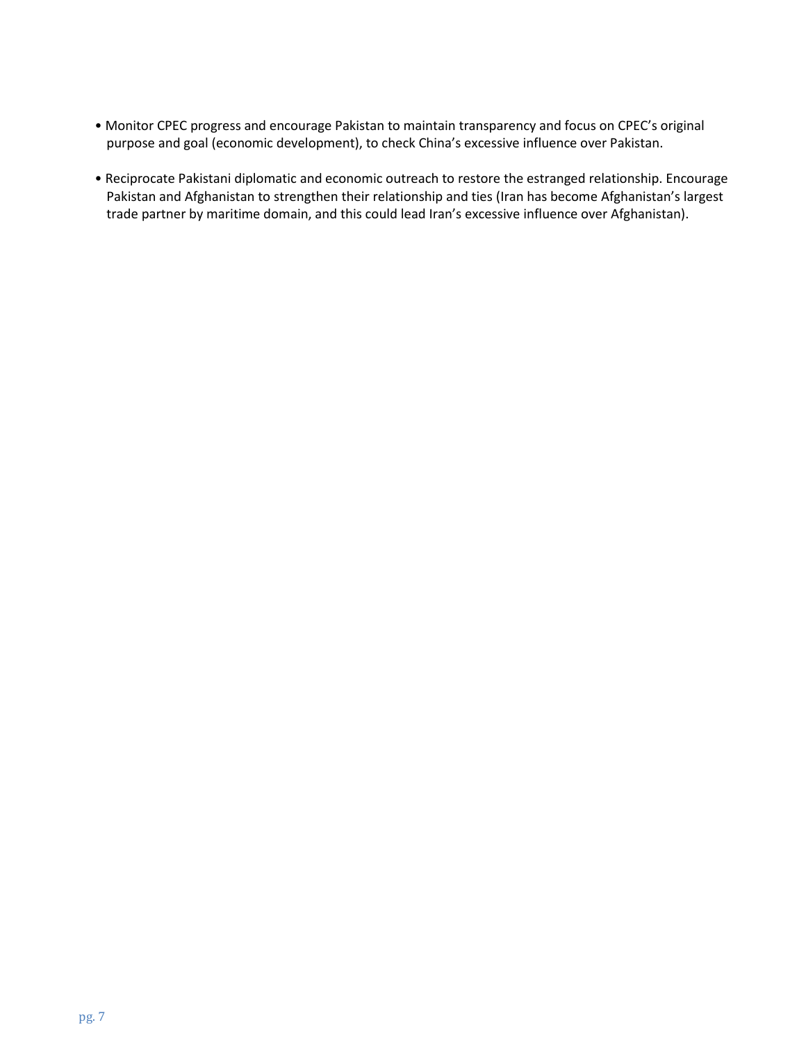- Monitor CPEC progress and encourage Pakistan to maintain transparency and focus on CPEC's original purpose and goal (economic development), to check China's excessive influence over Pakistan.

- Reciprocate Pakistani diplomatic and economic outreach to restore the estranged relationship. Encourage Pakistan and Afghanistan to strengthen their relationship and ties (Iran has become Afghanistan's largest trade partner by maritime domain, and this could lead Iran's excessive influence over Afghanistan).